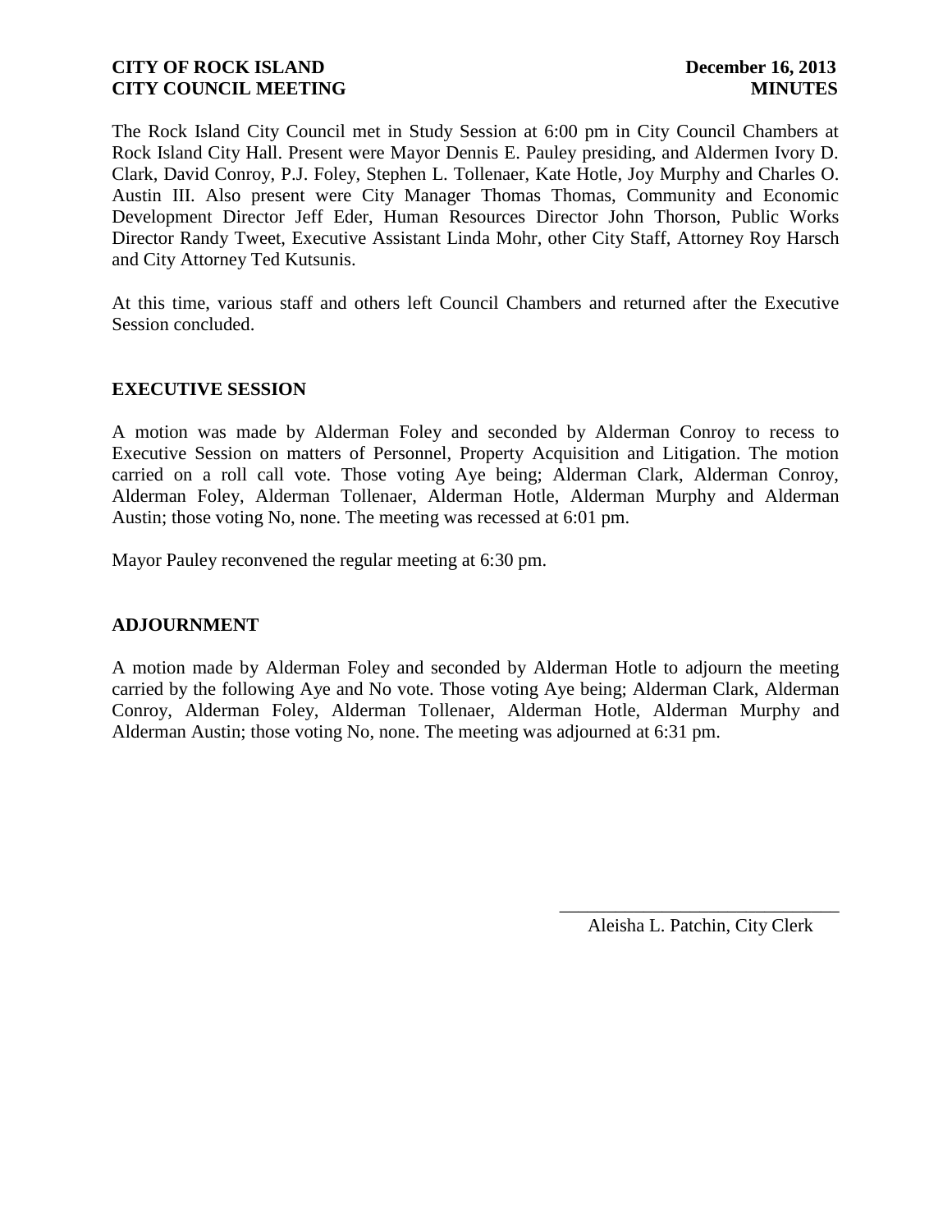**CITY OF ROCK ISLAND** **December 16, 2013**
**CITY COUNCIL MEETING** **MINUTES**

The Rock Island City Council met in Study Session at 6:00 pm in City Council Chambers at Rock Island City Hall. Present were Mayor Dennis E. Pauley presiding, and Aldermen Ivory D. Clark, David Conroy, P.J. Foley, Stephen L. Tollenaer, Kate Hotle, Joy Murphy and Charles O. Austin III. Also present were City Manager Thomas Thomas, Community and Economic Development Director Jeff Eder, Human Resources Director John Thorson, Public Works Director Randy Tweet, Executive Assistant Linda Mohr, other City Staff, Attorney Roy Harsch and City Attorney Ted Kutsunis.

At this time, various staff and others left Council Chambers and returned after the Executive Session concluded.

## EXECUTIVE SESSION

A motion was made by Alderman Foley and seconded by Alderman Conroy to recess to Executive Session on matters of Personnel, Property Acquisition and Litigation. The motion carried on a roll call vote. Those voting Aye being; Alderman Clark, Alderman Conroy, Alderman Foley, Alderman Tollenaer, Alderman Hotle, Alderman Murphy and Alderman Austin; those voting No, none. The meeting was recessed at 6:01 pm.

Mayor Pauley reconvened the regular meeting at 6:30 pm.

## ADJOURNMENT

A motion made by Alderman Foley and seconded by Alderman Hotle to adjourn the meeting carried by the following Aye and No vote. Those voting Aye being; Alderman Clark, Alderman Conroy, Alderman Foley, Alderman Tollenaer, Alderman Hotle, Alderman Murphy and Alderman Austin; those voting No, none. The meeting was adjourned at 6:31 pm.

\_\_\_\_\_\_\_\_\_\_\_\_\_\_\_\_\_\_\_\_\_\_\_\_\_\_\_\_\_\_
Aleisha L. Patchin, City Clerk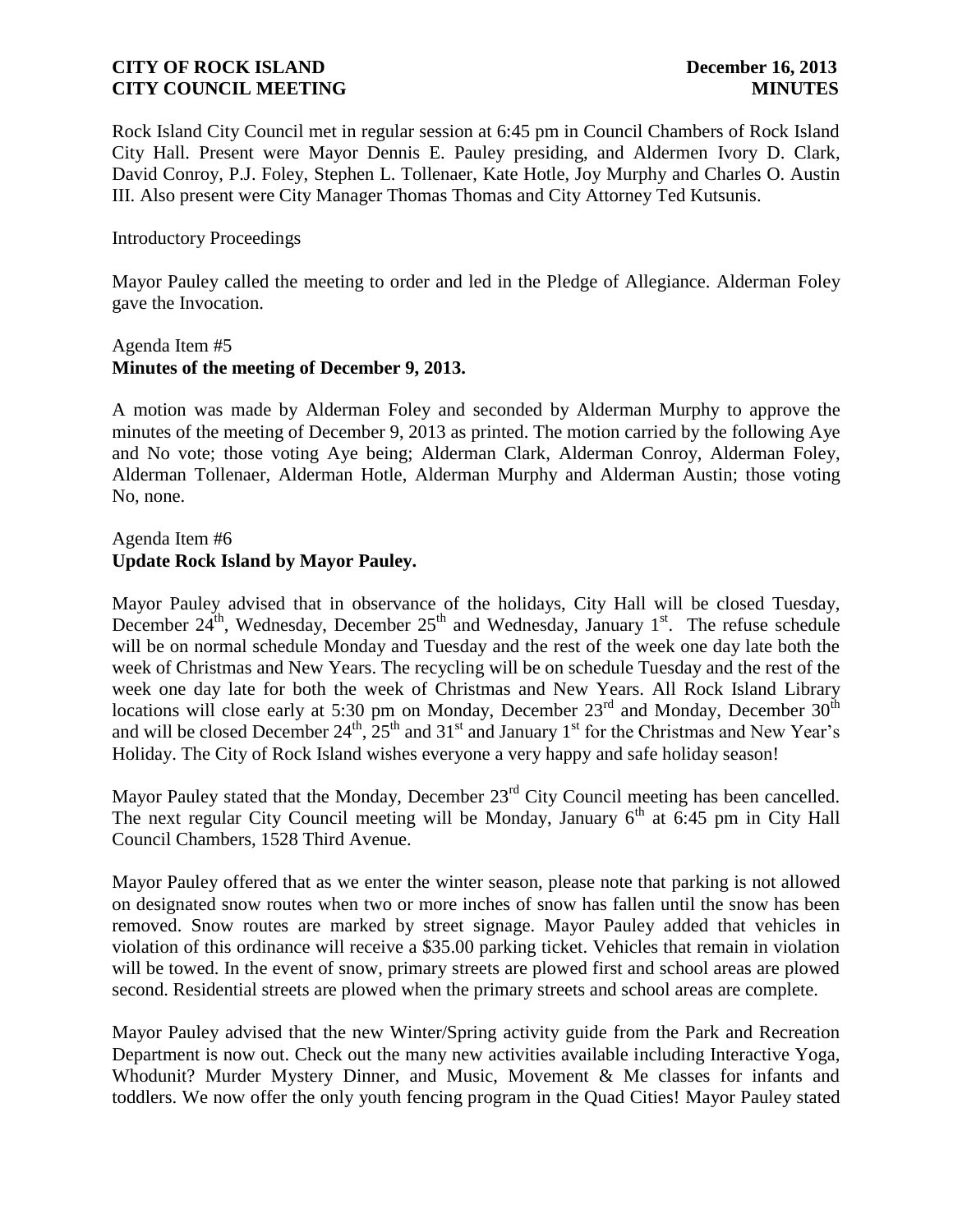Rock Island City Council met in regular session at 6:45 pm in Council Chambers of Rock Island City Hall. Present were Mayor Dennis E. Pauley presiding, and Aldermen Ivory D. Clark, David Conroy, P.J. Foley, Stephen L. Tollenaer, Kate Hotle, Joy Murphy and Charles O. Austin III. Also present were City Manager Thomas Thomas and City Attorney Ted Kutsunis.

Introductory Proceedings

Mayor Pauley called the meeting to order and led in the Pledge of Allegiance. Alderman Foley gave the Invocation.

Agenda Item #5
**Minutes of the meeting of December 9, 2013.**

A motion was made by Alderman Foley and seconded by Alderman Murphy to approve the minutes of the meeting of December 9, 2013 as printed. The motion carried by the following Aye and No vote; those voting Aye being; Alderman Clark, Alderman Conroy, Alderman Foley, Alderman Tollenaer, Alderman Hotle, Alderman Murphy and Alderman Austin; those voting No, none.

Agenda Item #6
**Update Rock Island by Mayor Pauley.**

Mayor Pauley advised that in observance of the holidays, City Hall will be closed Tuesday, December 24th, Wednesday, December 25th and Wednesday, January 1st. The refuse schedule will be on normal schedule Monday and Tuesday and the rest of the week one day late both the week of Christmas and New Years. The recycling will be on schedule Tuesday and the rest of the week one day late for both the week of Christmas and New Years. All Rock Island Library locations will close early at 5:30 pm on Monday, December 23rd and Monday, December 30th and will be closed December 24th, 25th and 31st and January 1st for the Christmas and New Year's Holiday. The City of Rock Island wishes everyone a very happy and safe holiday season!

Mayor Pauley stated that the Monday, December 23rd City Council meeting has been cancelled. The next regular City Council meeting will be Monday, January 6th at 6:45 pm in City Hall Council Chambers, 1528 Third Avenue.

Mayor Pauley offered that as we enter the winter season, please note that parking is not allowed on designated snow routes when two or more inches of snow has fallen until the snow has been removed. Snow routes are marked by street signage. Mayor Pauley added that vehicles in violation of this ordinance will receive a $35.00 parking ticket. Vehicles that remain in violation will be towed. In the event of snow, primary streets are plowed first and school areas are plowed second. Residential streets are plowed when the primary streets and school areas are complete.

Mayor Pauley advised that the new Winter/Spring activity guide from the Park and Recreation Department is now out. Check out the many new activities available including Interactive Yoga, Whodunit? Murder Mystery Dinner, and Music, Movement & Me classes for infants and toddlers. We now offer the only youth fencing program in the Quad Cities! Mayor Pauley stated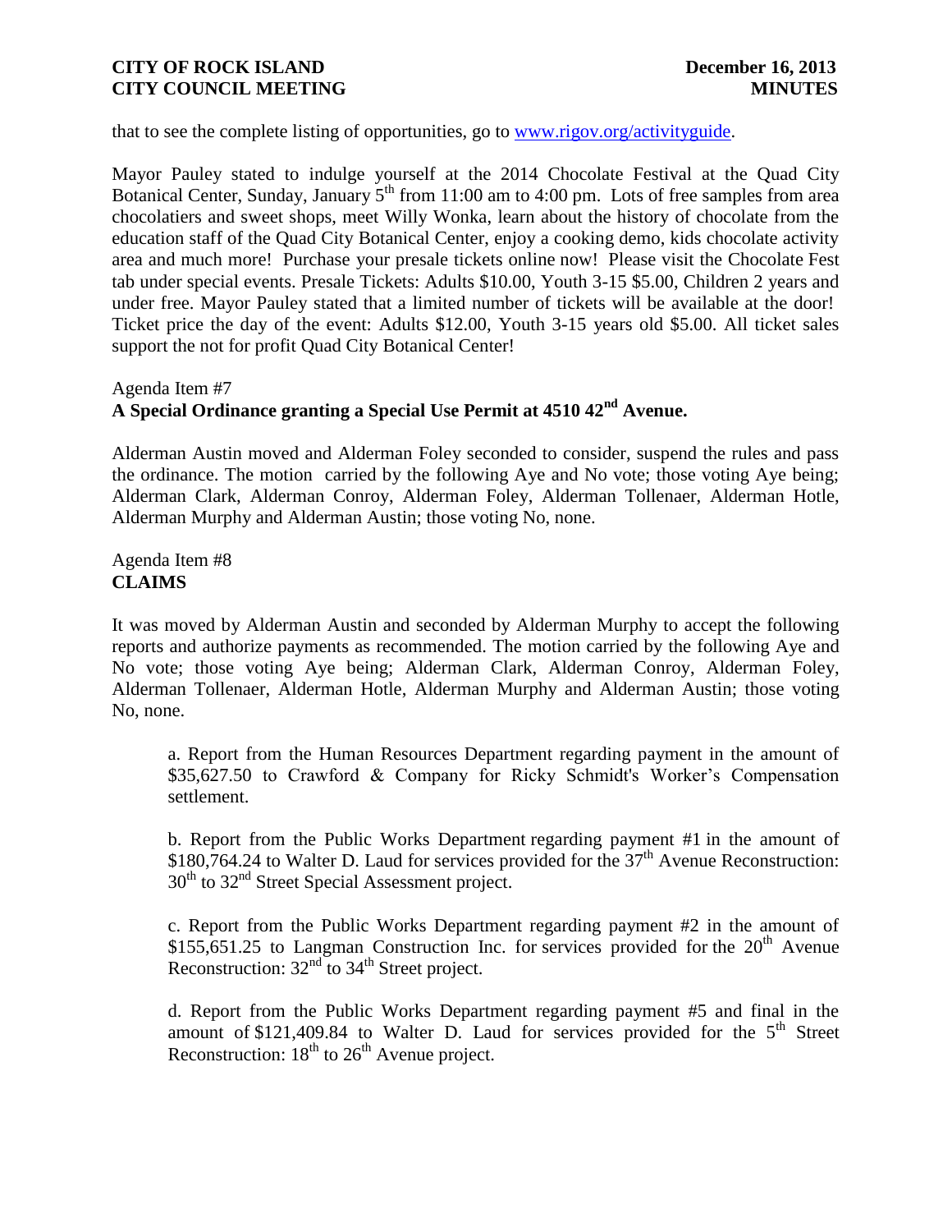that to see the complete listing of opportunities, go to [www.rigov.org/activityguide](www.rigov.org/activityguide).

Mayor Pauley stated to indulge yourself at the 2014 Chocolate Festival at the Quad City Botanical Center, Sunday, January 5th from 11:00 am to 4:00 pm. Lots of free samples from area chocolatiers and sweet shops, meet Willy Wonka, learn about the history of chocolate from the education staff of the Quad City Botanical Center, enjoy a cooking demo, kids chocolate activity area and much more! Purchase your presale tickets online now! Please visit the Chocolate Fest tab under special events. Presale Tickets: Adults $10.00, Youth 3-15 $5.00, Children 2 years and under free. Mayor Pauley stated that a limited number of tickets will be available at the door! Ticket price the day of the event: Adults $12.00, Youth 3-15 years old $5.00. All ticket sales support the not for profit Quad City Botanical Center!

Agenda Item #7
**A Special Ordinance granting a Special Use Permit at 4510 42nd Avenue.**

Alderman Austin moved and Alderman Foley seconded to consider, suspend the rules and pass the ordinance. The motion carried by the following Aye and No vote; those voting Aye being; Alderman Clark, Alderman Conroy, Alderman Foley, Alderman Tollenaer, Alderman Hotle, Alderman Murphy and Alderman Austin; those voting No, none.

Agenda Item #8
**CLAIMS**

It was moved by Alderman Austin and seconded by Alderman Murphy to accept the following reports and authorize payments as recommended. The motion carried by the following Aye and No vote; those voting Aye being; Alderman Clark, Alderman Conroy, Alderman Foley, Alderman Tollenaer, Alderman Hotle, Alderman Murphy and Alderman Austin; those voting No, none.

a. Report from the Human Resources Department regarding payment in the amount of $35,627.50 to Crawford & Company for Ricky Schmidt's Worker's Compensation settlement.

b. Report from the Public Works Department regarding payment #1 in the amount of $180,764.24 to Walter D. Laud for services provided for the 37th Avenue Reconstruction: 30th to 32nd Street Special Assessment project.

c. Report from the Public Works Department regarding payment #2 in the amount of $155,651.25 to Langman Construction Inc. for services provided for the 20th Avenue Reconstruction: 32nd to 34th Street project.

d. Report from the Public Works Department regarding payment #5 and final in the amount of $121,409.84 to Walter D. Laud for services provided for the 5th Street Reconstruction: 18th to 26th Avenue project.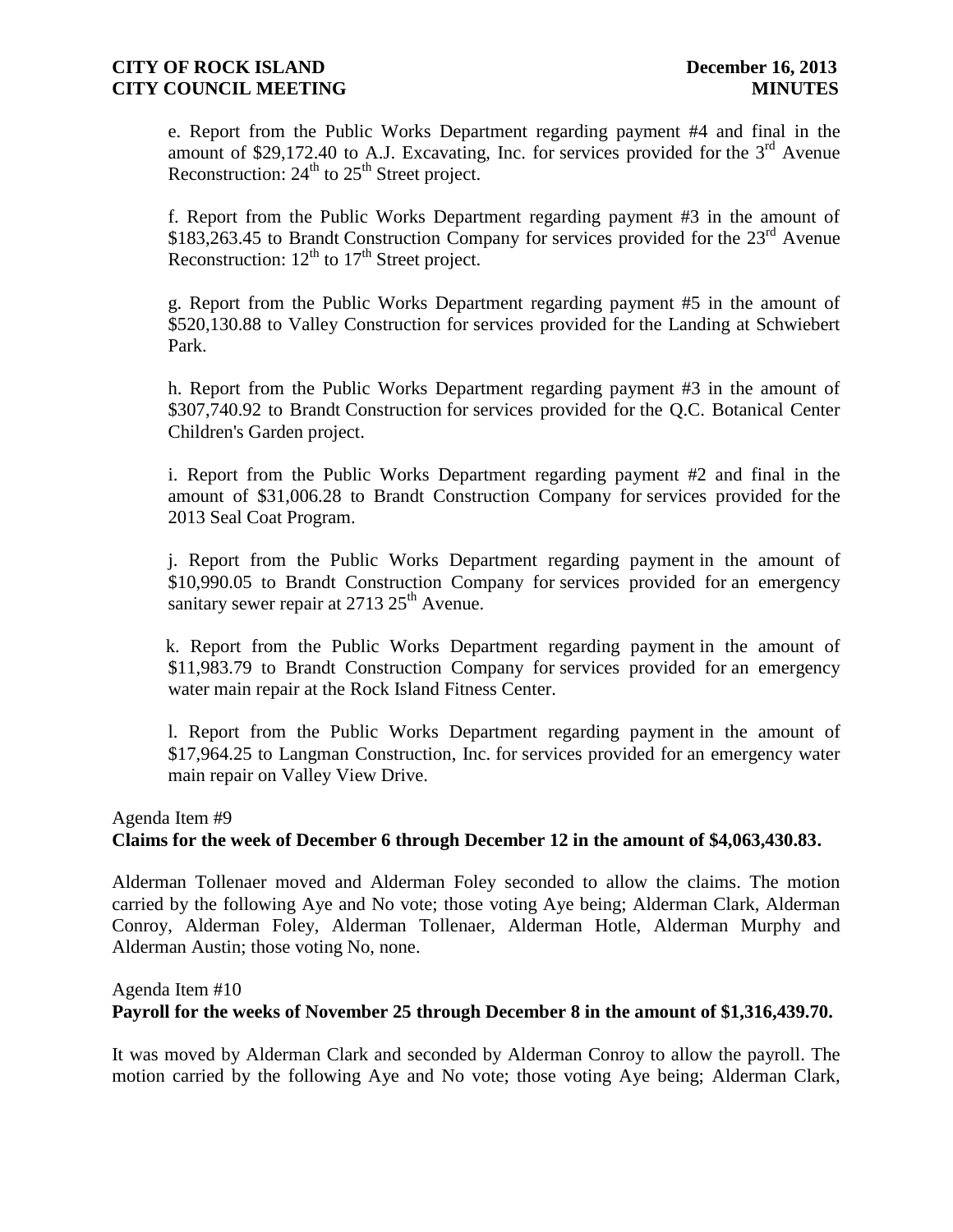e. Report from the Public Works Department regarding payment #4 and final in the amount of $29,172.40 to A.J. Excavating, Inc. for services provided for the 3rd Avenue Reconstruction: 24th to 25th Street project.

f. Report from the Public Works Department regarding payment #3 in the amount of $183,263.45 to Brandt Construction Company for services provided for the 23rd Avenue Reconstruction: 12th to 17th Street project.

g. Report from the Public Works Department regarding payment #5 in the amount of $520,130.88 to Valley Construction for services provided for the Landing at Schwiebert Park.

h. Report from the Public Works Department regarding payment #3 in the amount of $307,740.92 to Brandt Construction for services provided for the Q.C. Botanical Center Children's Garden project.

i. Report from the Public Works Department regarding payment #2 and final in the amount of $31,006.28 to Brandt Construction Company for services provided for the 2013 Seal Coat Program.

j. Report from the Public Works Department regarding payment in the amount of $10,990.05 to Brandt Construction Company for services provided for an emergency sanitary sewer repair at 2713 25th Avenue.

k. Report from the Public Works Department regarding payment in the amount of $11,983.79 to Brandt Construction Company for services provided for an emergency water main repair at the Rock Island Fitness Center.

l. Report from the Public Works Department regarding payment in the amount of $17,964.25 to Langman Construction, Inc. for services provided for an emergency water main repair on Valley View Drive.

Agenda Item #9
**Claims for the week of December 6 through December 12 in the amount of $4,063,430.83.**

Alderman Tollenaer moved and Alderman Foley seconded to allow the claims. The motion carried by the following Aye and No vote; those voting Aye being; Alderman Clark, Alderman Conroy, Alderman Foley, Alderman Tollenaer, Alderman Hotle, Alderman Murphy and Alderman Austin; those voting No, none.

Agenda Item #10
**Payroll for the weeks of November 25 through December 8 in the amount of $1,316,439.70.**

It was moved by Alderman Clark and seconded by Alderman Conroy to allow the payroll. The motion carried by the following Aye and No vote; those voting Aye being; Alderman Clark,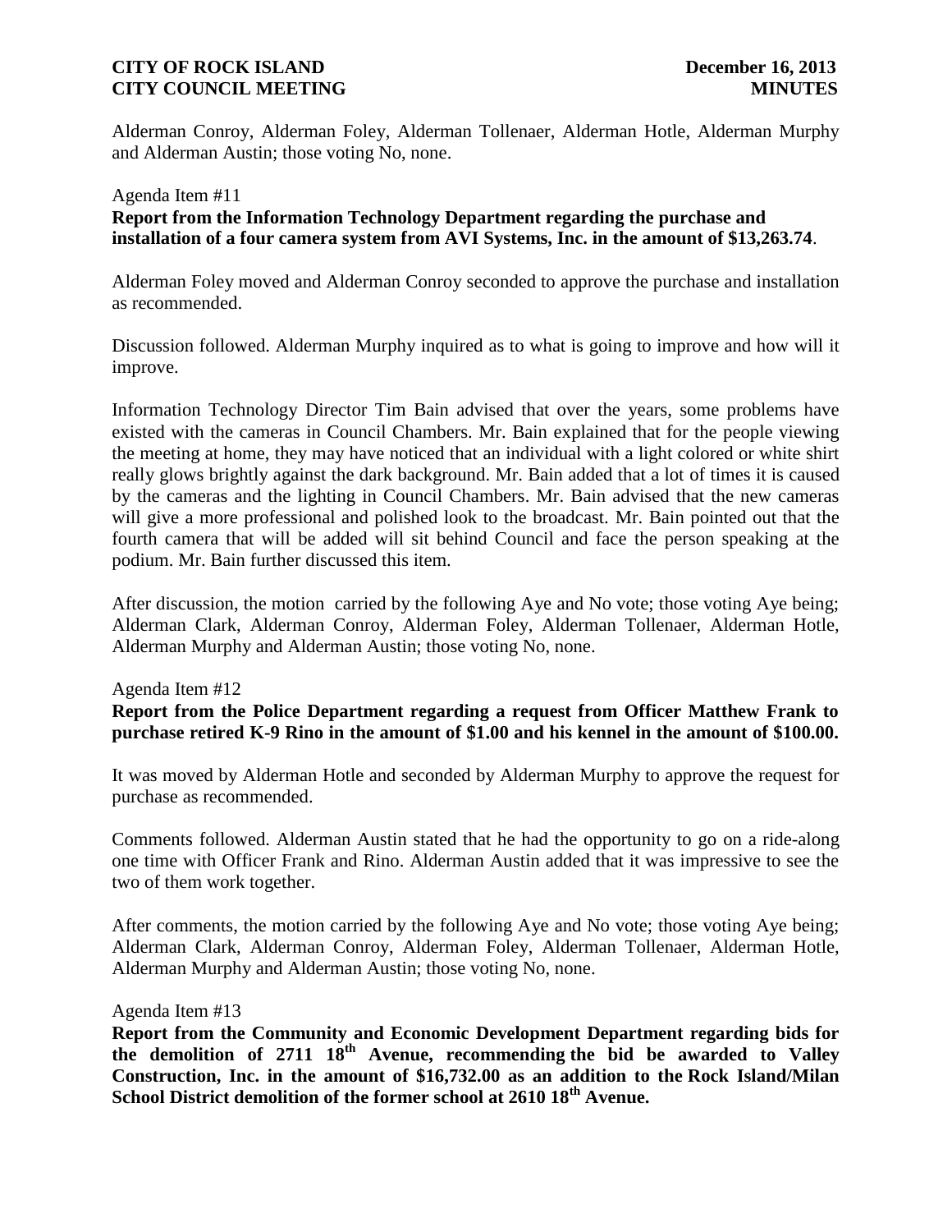Alderman Conroy, Alderman Foley, Alderman Tollenaer, Alderman Hotle, Alderman Murphy and Alderman Austin; those voting No, none.

Agenda Item #11

**Report from the Information Technology Department regarding the purchase and installation of a four camera system from AVI Systems, Inc. in the amount of $13,263.74**.

Alderman Foley moved and Alderman Conroy seconded to approve the purchase and installation as recommended.

Discussion followed. Alderman Murphy inquired as to what is going to improve and how will it improve.

Information Technology Director Tim Bain advised that over the years, some problems have existed with the cameras in Council Chambers. Mr. Bain explained that for the people viewing the meeting at home, they may have noticed that an individual with a light colored or white shirt really glows brightly against the dark background. Mr. Bain added that a lot of times it is caused by the cameras and the lighting in Council Chambers. Mr. Bain advised that the new cameras will give a more professional and polished look to the broadcast. Mr. Bain pointed out that the fourth camera that will be added will sit behind Council and face the person speaking at the podium. Mr. Bain further discussed this item.

After discussion, the motion carried by the following Aye and No vote; those voting Aye being; Alderman Clark, Alderman Conroy, Alderman Foley, Alderman Tollenaer, Alderman Hotle, Alderman Murphy and Alderman Austin; those voting No, none.

Agenda Item #12

**Report from the Police Department regarding a request from Officer Matthew Frank to purchase retired K-9 Rino in the amount of $1.00 and his kennel in the amount of $100.00.**

It was moved by Alderman Hotle and seconded by Alderman Murphy to approve the request for purchase as recommended.

Comments followed. Alderman Austin stated that he had the opportunity to go on a ride-along one time with Officer Frank and Rino. Alderman Austin added that it was impressive to see the two of them work together.

After comments, the motion carried by the following Aye and No vote; those voting Aye being; Alderman Clark, Alderman Conroy, Alderman Foley, Alderman Tollenaer, Alderman Hotle, Alderman Murphy and Alderman Austin; those voting No, none.

Agenda Item #13

**Report from the Community and Economic Development Department regarding bids for the demolition of 2711 18th Avenue, recommending the bid be awarded to Valley Construction, Inc. in the amount of $16,732.00 as an addition to the Rock Island/Milan School District demolition of the former school at 2610 18th Avenue.**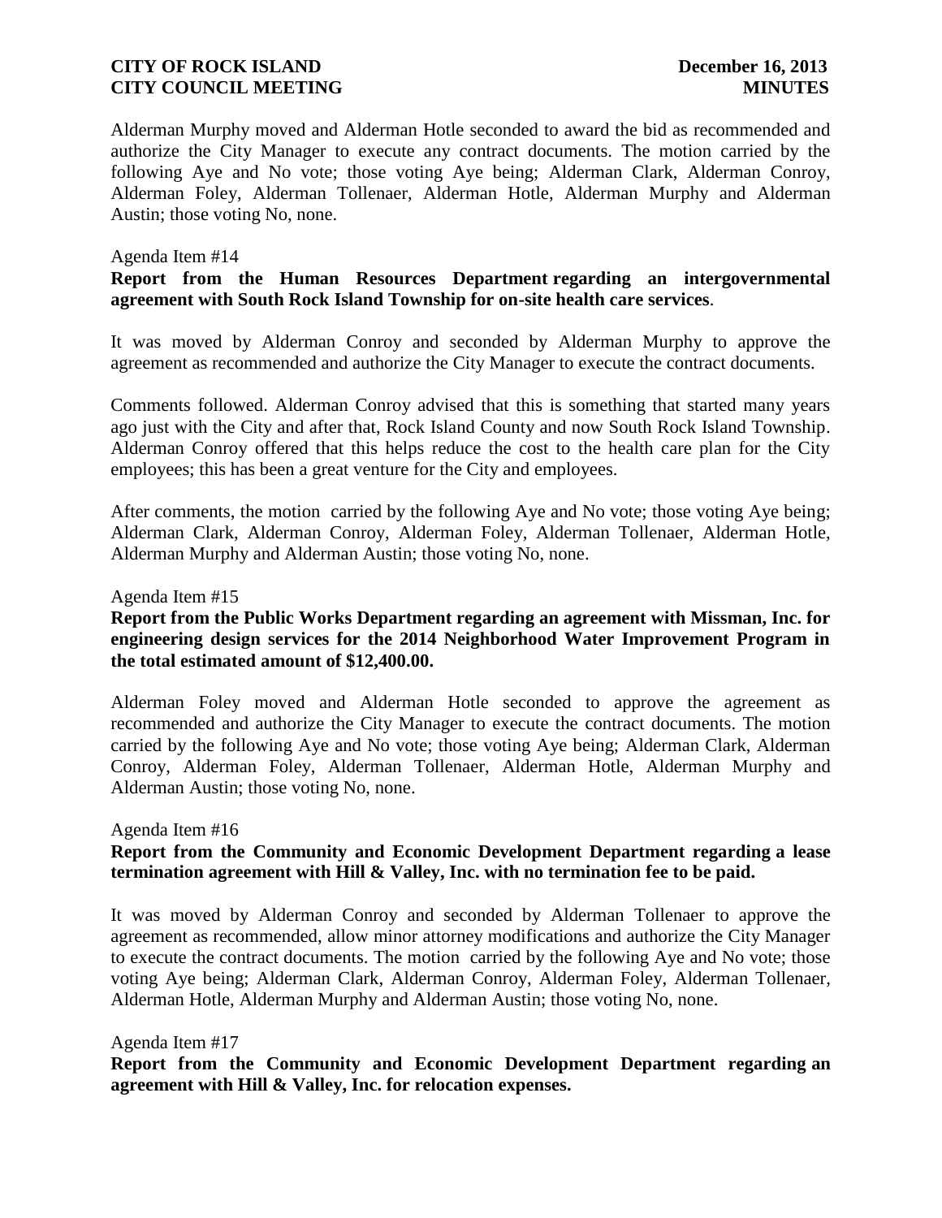Alderman Murphy moved and Alderman Hotle seconded to award the bid as recommended and authorize the City Manager to execute any contract documents. The motion carried by the following Aye and No vote; those voting Aye being; Alderman Clark, Alderman Conroy, Alderman Foley, Alderman Tollenaer, Alderman Hotle, Alderman Murphy and Alderman Austin; those voting No, none.

Agenda Item #14

**Report from the Human Resources Department regarding an intergovernmental agreement with South Rock Island Township for on-site health care services**.

It was moved by Alderman Conroy and seconded by Alderman Murphy to approve the agreement as recommended and authorize the City Manager to execute the contract documents.

Comments followed. Alderman Conroy advised that this is something that started many years ago just with the City and after that, Rock Island County and now South Rock Island Township. Alderman Conroy offered that this helps reduce the cost to the health care plan for the City employees; this has been a great venture for the City and employees.

After comments, the motion carried by the following Aye and No vote; those voting Aye being; Alderman Clark, Alderman Conroy, Alderman Foley, Alderman Tollenaer, Alderman Hotle, Alderman Murphy and Alderman Austin; those voting No, none.

Agenda Item #15

**Report from the Public Works Department regarding an agreement with Missman, Inc. for engineering design services for the 2014 Neighborhood Water Improvement Program in the total estimated amount of $12,400.00.**

Alderman Foley moved and Alderman Hotle seconded to approve the agreement as recommended and authorize the City Manager to execute the contract documents. The motion carried by the following Aye and No vote; those voting Aye being; Alderman Clark, Alderman Conroy, Alderman Foley, Alderman Tollenaer, Alderman Hotle, Alderman Murphy and Alderman Austin; those voting No, none.

Agenda Item #16

**Report from the Community and Economic Development Department regarding a lease termination agreement with Hill & Valley, Inc. with no termination fee to be paid.**

It was moved by Alderman Conroy and seconded by Alderman Tollenaer to approve the agreement as recommended, allow minor attorney modifications and authorize the City Manager to execute the contract documents. The motion carried by the following Aye and No vote; those voting Aye being; Alderman Clark, Alderman Conroy, Alderman Foley, Alderman Tollenaer, Alderman Hotle, Alderman Murphy and Alderman Austin; those voting No, none.

Agenda Item #17

**Report from the Community and Economic Development Department regarding an agreement with Hill & Valley, Inc. for relocation expenses.**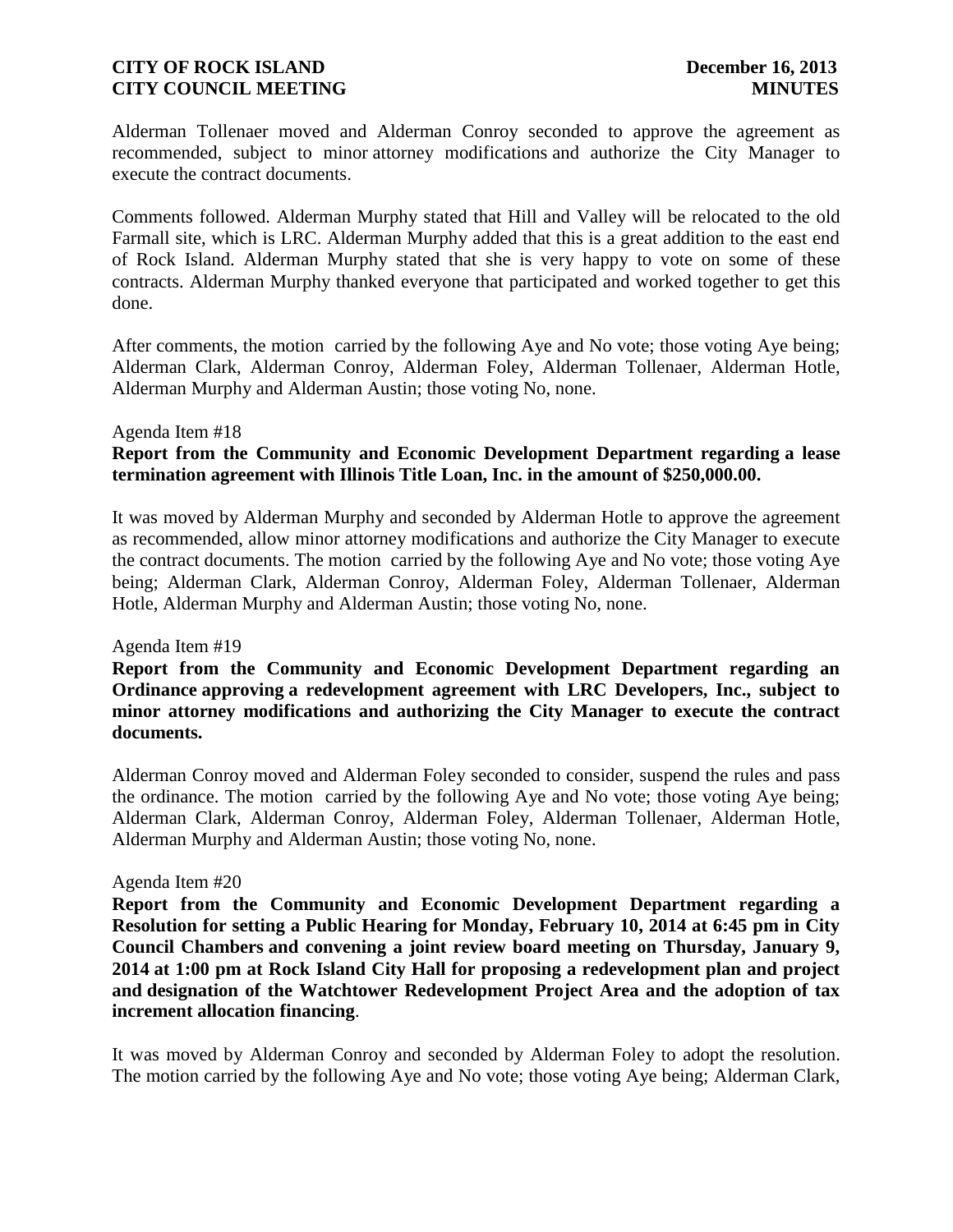Alderman Tollenaer moved and Alderman Conroy seconded to approve the agreement as recommended, subject to minor attorney modifications and authorize the City Manager to execute the contract documents.

Comments followed. Alderman Murphy stated that Hill and Valley will be relocated to the old Farmall site, which is LRC. Alderman Murphy added that this is a great addition to the east end of Rock Island. Alderman Murphy stated that she is very happy to vote on some of these contracts. Alderman Murphy thanked everyone that participated and worked together to get this done.

After comments, the motion carried by the following Aye and No vote; those voting Aye being; Alderman Clark, Alderman Conroy, Alderman Foley, Alderman Tollenaer, Alderman Hotle, Alderman Murphy and Alderman Austin; those voting No, none.

Agenda Item #18

**Report from the Community and Economic Development Department regarding a lease termination agreement with Illinois Title Loan, Inc. in the amount of $250,000.00.**

It was moved by Alderman Murphy and seconded by Alderman Hotle to approve the agreement as recommended, allow minor attorney modifications and authorize the City Manager to execute the contract documents. The motion carried by the following Aye and No vote; those voting Aye being; Alderman Clark, Alderman Conroy, Alderman Foley, Alderman Tollenaer, Alderman Hotle, Alderman Murphy and Alderman Austin; those voting No, none.

Agenda Item #19

**Report from the Community and Economic Development Department regarding an Ordinance approving a redevelopment agreement with LRC Developers, Inc., subject to minor attorney modifications and authorizing the City Manager to execute the contract documents.**

Alderman Conroy moved and Alderman Foley seconded to consider, suspend the rules and pass the ordinance. The motion carried by the following Aye and No vote; those voting Aye being; Alderman Clark, Alderman Conroy, Alderman Foley, Alderman Tollenaer, Alderman Hotle, Alderman Murphy and Alderman Austin; those voting No, none.

Agenda Item #20

**Report from the Community and Economic Development Department regarding a Resolution for setting a Public Hearing for Monday, February 10, 2014 at 6:45 pm in City Council Chambers and convening a joint review board meeting on Thursday, January 9, 2014 at 1:00 pm at Rock Island City Hall for proposing a redevelopment plan and project and designation of the Watchtower Redevelopment Project Area and the adoption of tax increment allocation financing**.

It was moved by Alderman Conroy and seconded by Alderman Foley to adopt the resolution. The motion carried by the following Aye and No vote; those voting Aye being; Alderman Clark,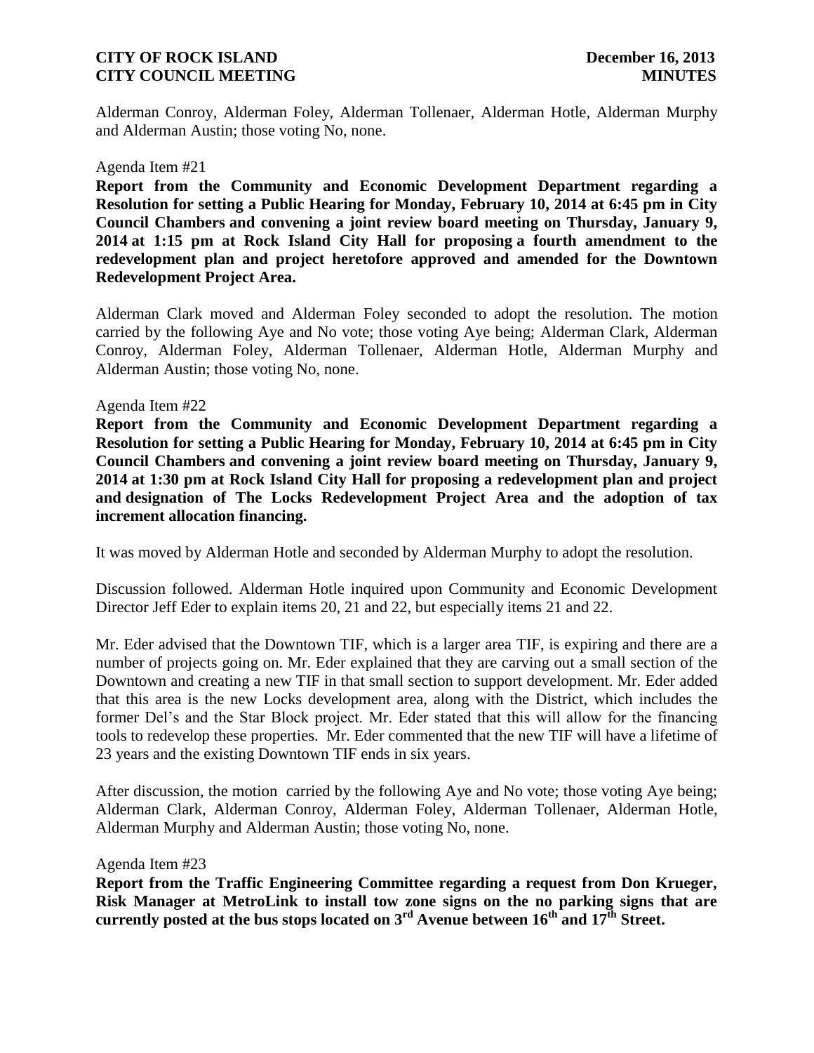Alderman Conroy, Alderman Foley, Alderman Tollenaer, Alderman Hotle, Alderman Murphy and Alderman Austin; those voting No, none.

Agenda Item #21

**Report from the Community and Economic Development Department regarding a Resolution for setting a Public Hearing for Monday, February 10, 2014 at 6:45 pm in City Council Chambers and convening a joint review board meeting on Thursday, January 9, 2014 at 1:15 pm at Rock Island City Hall for proposing a fourth amendment to the redevelopment plan and project heretofore approved and amended for the Downtown Redevelopment Project Area.**

Alderman Clark moved and Alderman Foley seconded to adopt the resolution. The motion carried by the following Aye and No vote; those voting Aye being; Alderman Clark, Alderman Conroy, Alderman Foley, Alderman Tollenaer, Alderman Hotle, Alderman Murphy and Alderman Austin; those voting No, none.

Agenda Item #22

**Report from the Community and Economic Development Department regarding a Resolution for setting a Public Hearing for Monday, February 10, 2014 at 6:45 pm in City Council Chambers and convening a joint review board meeting on Thursday, January 9, 2014 at 1:30 pm at Rock Island City Hall for proposing a redevelopment plan and project and designation of The Locks Redevelopment Project Area and the adoption of tax increment allocation financing.**

It was moved by Alderman Hotle and seconded by Alderman Murphy to adopt the resolution.

Discussion followed. Alderman Hotle inquired upon Community and Economic Development Director Jeff Eder to explain items 20, 21 and 22, but especially items 21 and 22.

Mr. Eder advised that the Downtown TIF, which is a larger area TIF, is expiring and there are a number of projects going on. Mr. Eder explained that they are carving out a small section of the Downtown and creating a new TIF in that small section to support development. Mr. Eder added that this area is the new Locks development area, along with the District, which includes the former Del's and the Star Block project. Mr. Eder stated that this will allow for the financing tools to redevelop these properties. Mr. Eder commented that the new TIF will have a lifetime of 23 years and the existing Downtown TIF ends in six years.

After discussion, the motion carried by the following Aye and No vote; those voting Aye being; Alderman Clark, Alderman Conroy, Alderman Foley, Alderman Tollenaer, Alderman Hotle, Alderman Murphy and Alderman Austin; those voting No, none.

Agenda Item #23

**Report from the Traffic Engineering Committee regarding a request from Don Krueger, Risk Manager at MetroLink to install tow zone signs on the no parking signs that are currently posted at the bus stops located on 3rd Avenue between 16th and 17th Street.**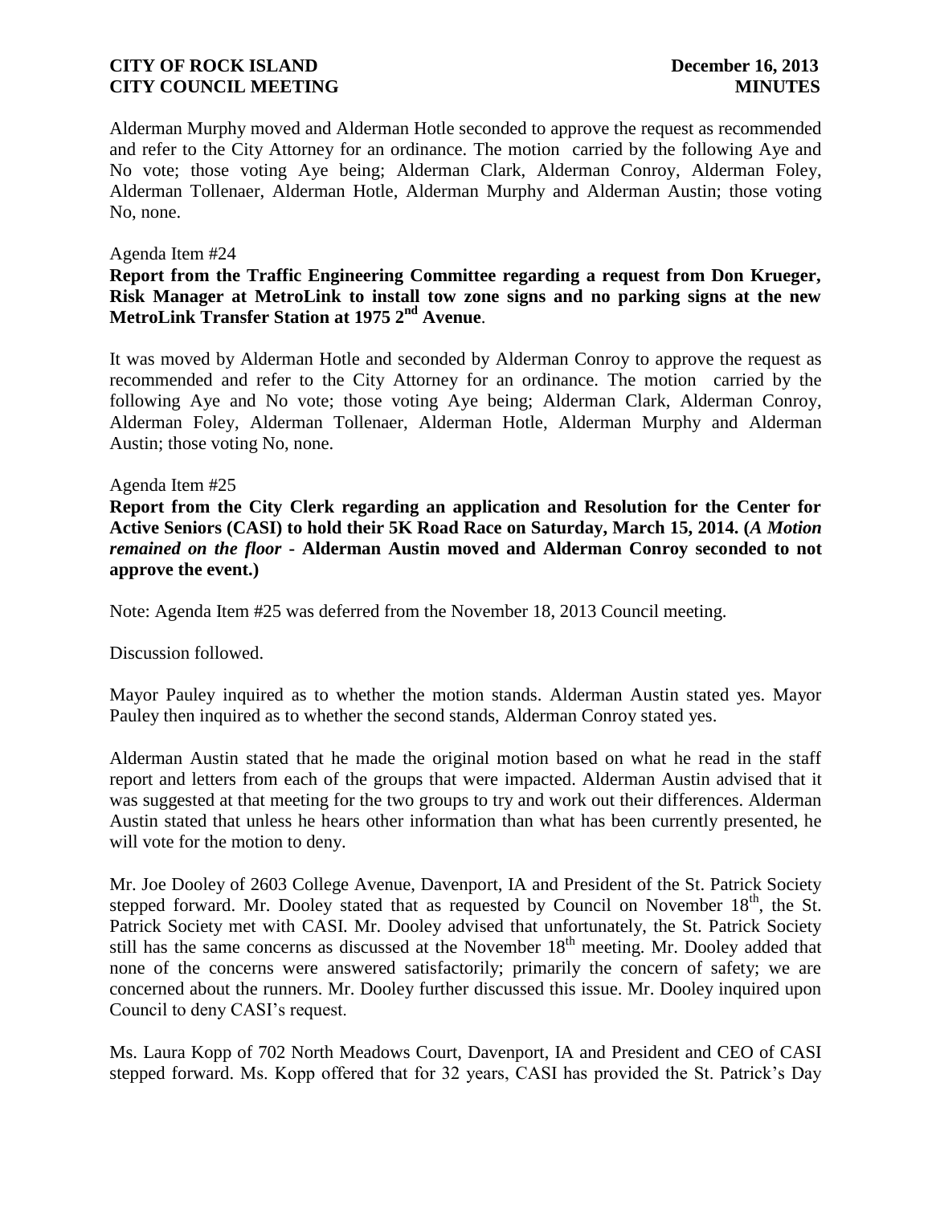Alderman Murphy moved and Alderman Hotle seconded to approve the request as recommended and refer to the City Attorney for an ordinance. The motion carried by the following Aye and No vote; those voting Aye being; Alderman Clark, Alderman Conroy, Alderman Foley, Alderman Tollenaer, Alderman Hotle, Alderman Murphy and Alderman Austin; those voting No, none.

Agenda Item #24

**Report from the Traffic Engineering Committee regarding a request from Don Krueger, Risk Manager at MetroLink to install tow zone signs and no parking signs at the new MetroLink Transfer Station at 1975 2nd Avenue**.

It was moved by Alderman Hotle and seconded by Alderman Conroy to approve the request as recommended and refer to the City Attorney for an ordinance. The motion carried by the following Aye and No vote; those voting Aye being; Alderman Clark, Alderman Conroy, Alderman Foley, Alderman Tollenaer, Alderman Hotle, Alderman Murphy and Alderman Austin; those voting No, none.

Agenda Item #25

**Report from the City Clerk regarding an application and Resolution for the Center for Active Seniors (CASI) to hold their 5K Road Race on Saturday, March 15, 2014. (*A Motion remained on the floor* - Alderman Austin moved and Alderman Conroy seconded to not approve the event.)**

Note: Agenda Item #25 was deferred from the November 18, 2013 Council meeting.

Discussion followed.

Mayor Pauley inquired as to whether the motion stands. Alderman Austin stated yes. Mayor Pauley then inquired as to whether the second stands, Alderman Conroy stated yes.

Alderman Austin stated that he made the original motion based on what he read in the staff report and letters from each of the groups that were impacted. Alderman Austin advised that it was suggested at that meeting for the two groups to try and work out their differences. Alderman Austin stated that unless he hears other information than what has been currently presented, he will vote for the motion to deny.

Mr. Joe Dooley of 2603 College Avenue, Davenport, IA and President of the St. Patrick Society stepped forward. Mr. Dooley stated that as requested by Council on November 18th, the St. Patrick Society met with CASI. Mr. Dooley advised that unfortunately, the St. Patrick Society still has the same concerns as discussed at the November 18th meeting. Mr. Dooley added that none of the concerns were answered satisfactorily; primarily the concern of safety; we are concerned about the runners. Mr. Dooley further discussed this issue. Mr. Dooley inquired upon Council to deny CASI's request.

Ms. Laura Kopp of 702 North Meadows Court, Davenport, IA and President and CEO of CASI stepped forward. Ms. Kopp offered that for 32 years, CASI has provided the St. Patrick's Day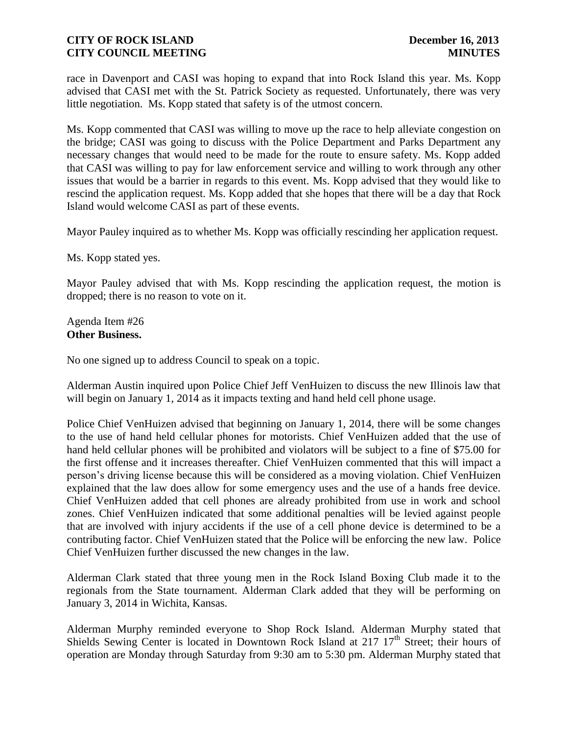race in Davenport and CASI was hoping to expand that into Rock Island this year. Ms. Kopp advised that CASI met with the St. Patrick Society as requested. Unfortunately, there was very little negotiation. Ms. Kopp stated that safety is of the utmost concern.

Ms. Kopp commented that CASI was willing to move up the race to help alleviate congestion on the bridge; CASI was going to discuss with the Police Department and Parks Department any necessary changes that would need to be made for the route to ensure safety. Ms. Kopp added that CASI was willing to pay for law enforcement service and willing to work through any other issues that would be a barrier in regards to this event. Ms. Kopp advised that they would like to rescind the application request. Ms. Kopp added that she hopes that there will be a day that Rock Island would welcome CASI as part of these events.

Mayor Pauley inquired as to whether Ms. Kopp was officially rescinding her application request.

Ms. Kopp stated yes.

Mayor Pauley advised that with Ms. Kopp rescinding the application request, the motion is dropped; there is no reason to vote on it.

Agenda Item #26
**Other Business.**

No one signed up to address Council to speak on a topic.

Alderman Austin inquired upon Police Chief Jeff VenHuizen to discuss the new Illinois law that will begin on January 1, 2014 as it impacts texting and hand held cell phone usage.

Police Chief VenHuizen advised that beginning on January 1, 2014, there will be some changes to the use of hand held cellular phones for motorists. Chief VenHuizen added that the use of hand held cellular phones will be prohibited and violators will be subject to a fine of $75.00 for the first offense and it increases thereafter. Chief VenHuizen commented that this will impact a person's driving license because this will be considered as a moving violation. Chief VenHuizen explained that the law does allow for some emergency uses and the use of a hands free device. Chief VenHuizen added that cell phones are already prohibited from use in work and school zones. Chief VenHuizen indicated that some additional penalties will be levied against people that are involved with injury accidents if the use of a cell phone device is determined to be a contributing factor. Chief VenHuizen stated that the Police will be enforcing the new law. Police Chief VenHuizen further discussed the new changes in the law.

Alderman Clark stated that three young men in the Rock Island Boxing Club made it to the regionals from the State tournament. Alderman Clark added that they will be performing on January 3, 2014 in Wichita, Kansas.

Alderman Murphy reminded everyone to Shop Rock Island. Alderman Murphy stated that Shields Sewing Center is located in Downtown Rock Island at 217 17th Street; their hours of operation are Monday through Saturday from 9:30 am to 5:30 pm. Alderman Murphy stated that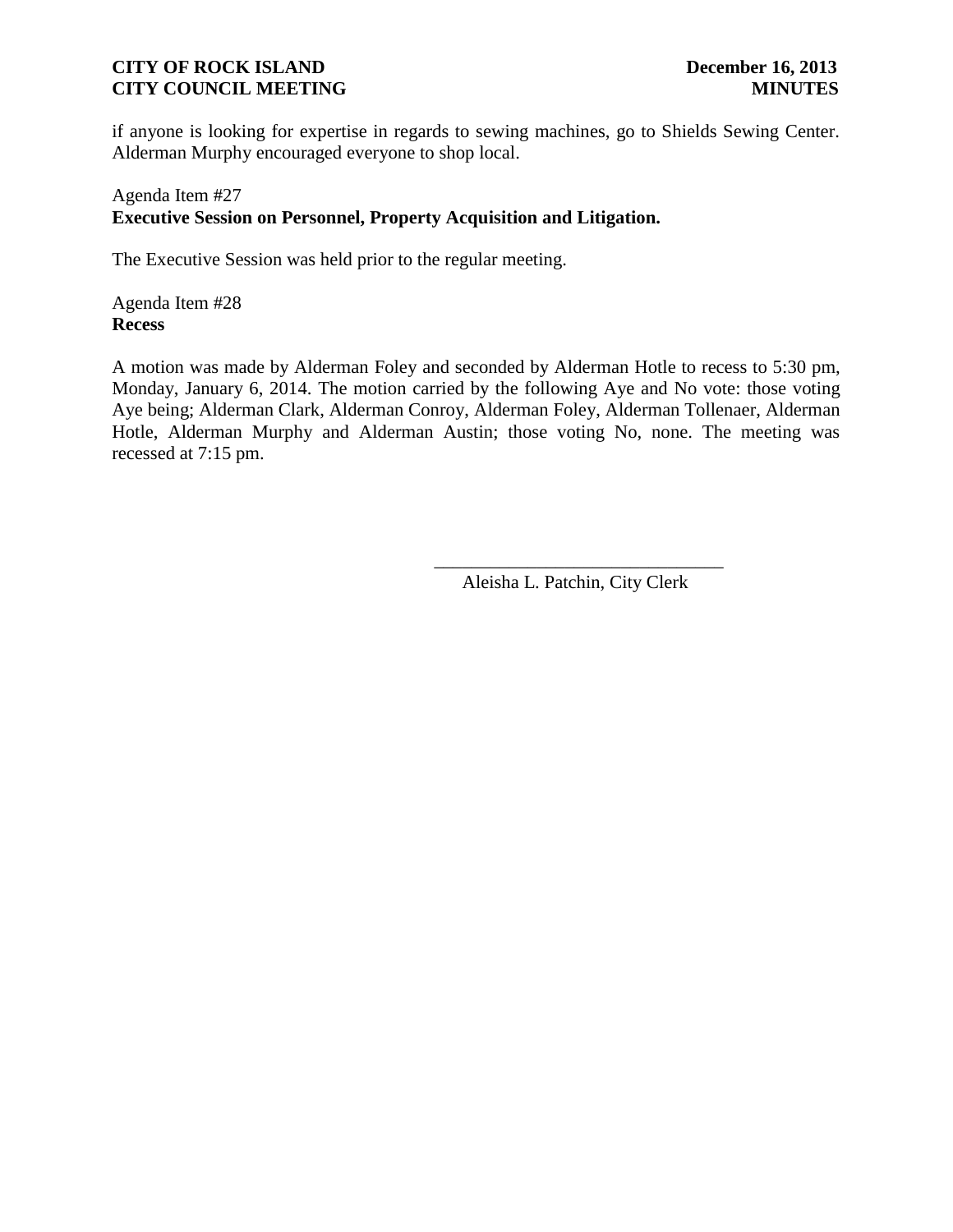if anyone is looking for expertise in regards to sewing machines, go to Shields Sewing Center. Alderman Murphy encouraged everyone to shop local.

Agenda Item #27
**Executive Session on Personnel, Property Acquisition and Litigation.**

The Executive Session was held prior to the regular meeting.

Agenda Item #28
**Recess**

A motion was made by Alderman Foley and seconded by Alderman Hotle to recess to 5:30 pm, Monday, January 6, 2014. The motion carried by the following Aye and No vote: those voting Aye being; Alderman Clark, Alderman Conroy, Alderman Foley, Alderman Tollenaer, Alderman Hotle, Alderman Murphy and Alderman Austin; those voting No, none. The meeting was recessed at 7:15 pm.

_______________________________
Aleisha L. Patchin, City Clerk